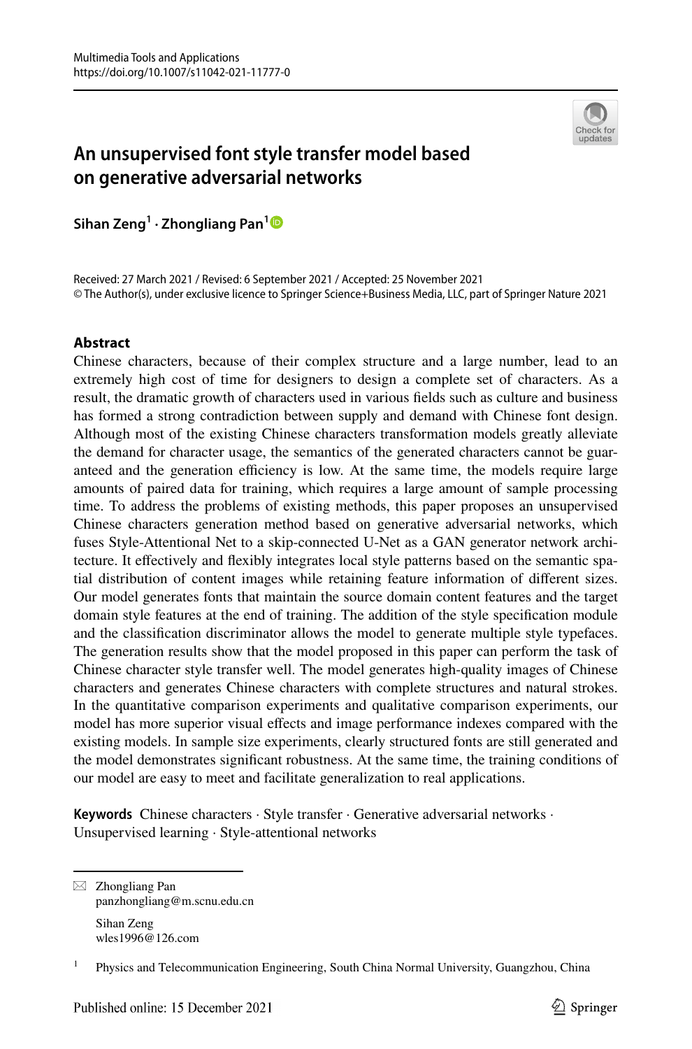# An unsupervised font style transfer model based on generative adversarial networks

**Sihan Zeng[1] · Zhongliang Pan[1]**

Received: 27 March 2021 / Revised: 6 September 2021 / Accepted: 25 November 2021
© The Author(s), under exclusive licence to Springer Science+Business Media, LLC, part of Springer Nature 2021

## Abstract

Chinese characters, because of their complex structure and a large number, lead to an extremely high cost of time for designers to design a complete set of characters. As a result, the dramatic growth of characters used in various fields such as culture and business has formed a strong contradiction between supply and demand with Chinese font design. Although most of the existing Chinese characters transformation models greatly alleviate the demand for character usage, the semantics of the generated characters cannot be guaranteed and the generation efficiency is low. At the same time, the models require large amounts of paired data for training, which requires a large amount of sample processing time. To address the problems of existing methods, this paper proposes an unsupervised Chinese characters generation method based on generative adversarial networks, which fuses Style-Attentional Net to a skip-connected U-Net as a GAN generator network architecture. It effectively and flexibly integrates local style patterns based on the semantic spatial distribution of content images while retaining feature information of different sizes. Our model generates fonts that maintain the source domain content features and the target domain style features at the end of training. The addition of the style specification module and the classification discriminator allows the model to generate multiple style typefaces. The generation results show that the model proposed in this paper can perform the task of Chinese character style transfer well. The model generates high-quality images of Chinese characters and generates Chinese characters with complete structures and natural strokes. In the quantitative comparison experiments and qualitative comparison experiments, our model has more superior visual effects and image performance indexes compared with the existing models. In sample size experiments, clearly structured fonts are still generated and the model demonstrates significant robustness. At the same time, the training conditions of our model are easy to meet and facilitate generalization to real applications.

**Keywords** Chinese characters · Style transfer · Generative adversarial networks · Unsupervised learning · Style-attentional networks

---

✉ Zhongliang Pan
panzhongliang@m.scnu.edu.cn

Sihan Zeng
wles1996@126.com

[1] Physics and Telecommunication Engineering, South China Normal University, Guangzhou, China

Published online: 15 December 2021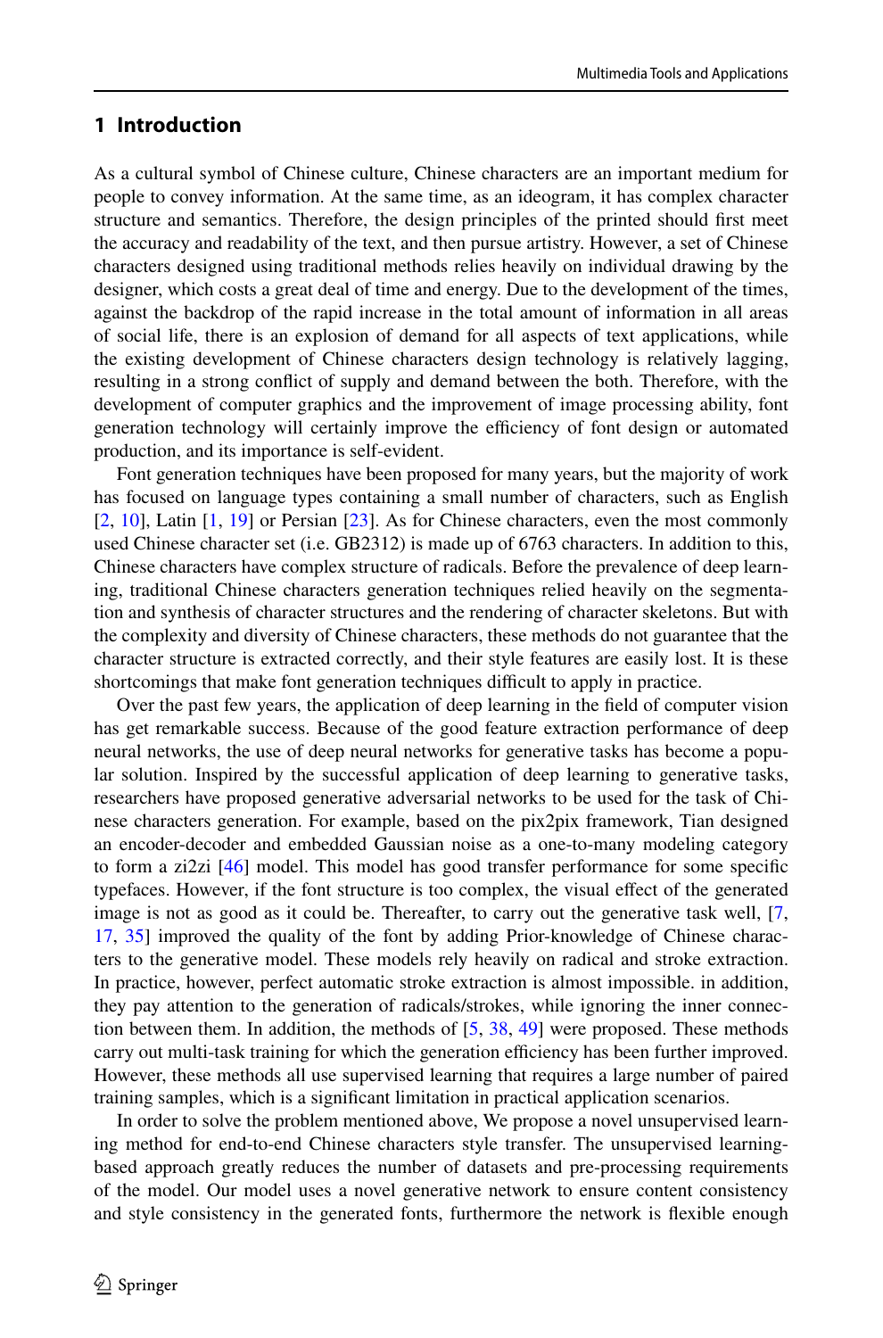## 1 Introduction

As a cultural symbol of Chinese culture, Chinese characters are an important medium for people to convey information. At the same time, as an ideogram, it has complex character structure and semantics. Therefore, the design principles of the printed should first meet the accuracy and readability of the text, and then pursue artistry. However, a set of Chinese characters designed using traditional methods relies heavily on individual drawing by the designer, which costs a great deal of time and energy. Due to the development of the times, against the backdrop of the rapid increase in the total amount of information in all areas of social life, there is an explosion of demand for all aspects of text applications, while the existing development of Chinese characters design technology is relatively lagging, resulting in a strong conflict of supply and demand between the both. Therefore, with the development of computer graphics and the improvement of image processing ability, font generation technology will certainly improve the efficiency of font design or automated production, and its importance is self-evident.

Font generation techniques have been proposed for many years, but the majority of work has focused on language types containing a small number of characters, such as English [2, 10], Latin [1, 19] or Persian [23]. As for Chinese characters, even the most commonly used Chinese character set (i.e. GB2312) is made up of 6763 characters. In addition to this, Chinese characters have complex structure of radicals. Before the prevalence of deep learning, traditional Chinese characters generation techniques relied heavily on the segmentation and synthesis of character structures and the rendering of character skeletons. But with the complexity and diversity of Chinese characters, these methods do not guarantee that the character structure is extracted correctly, and their style features are easily lost. It is these shortcomings that make font generation techniques difficult to apply in practice.

Over the past few years, the application of deep learning in the field of computer vision has get remarkable success. Because of the good feature extraction performance of deep neural networks, the use of deep neural networks for generative tasks has become a popular solution. Inspired by the successful application of deep learning to generative tasks, researchers have proposed generative adversarial networks to be used for the task of Chinese characters generation. For example, based on the pix2pix framework, Tian designed an encoder-decoder and embedded Gaussian noise as a one-to-many modeling category to form a zi2zi [46] model. This model has good transfer performance for some specific typefaces. However, if the font structure is too complex, the visual effect of the generated image is not as good as it could be. Thereafter, to carry out the generative task well, [7, 17, 35] improved the quality of the font by adding Prior-knowledge of Chinese characters to the generative model. These models rely heavily on radical and stroke extraction. In practice, however, perfect automatic stroke extraction is almost impossible. in addition, they pay attention to the generation of radicals/strokes, while ignoring the inner connection between them. In addition, the methods of [5, 38, 49] were proposed. These methods carry out multi-task training for which the generation efficiency has been further improved. However, these methods all use supervised learning that requires a large number of paired training samples, which is a significant limitation in practical application scenarios.

In order to solve the problem mentioned above, We propose a novel unsupervised learning method for end-to-end Chinese characters style transfer. The unsupervised learning-based approach greatly reduces the number of datasets and pre-processing requirements of the model. Our model uses a novel generative network to ensure content consistency and style consistency in the generated fonts, furthermore the network is flexible enough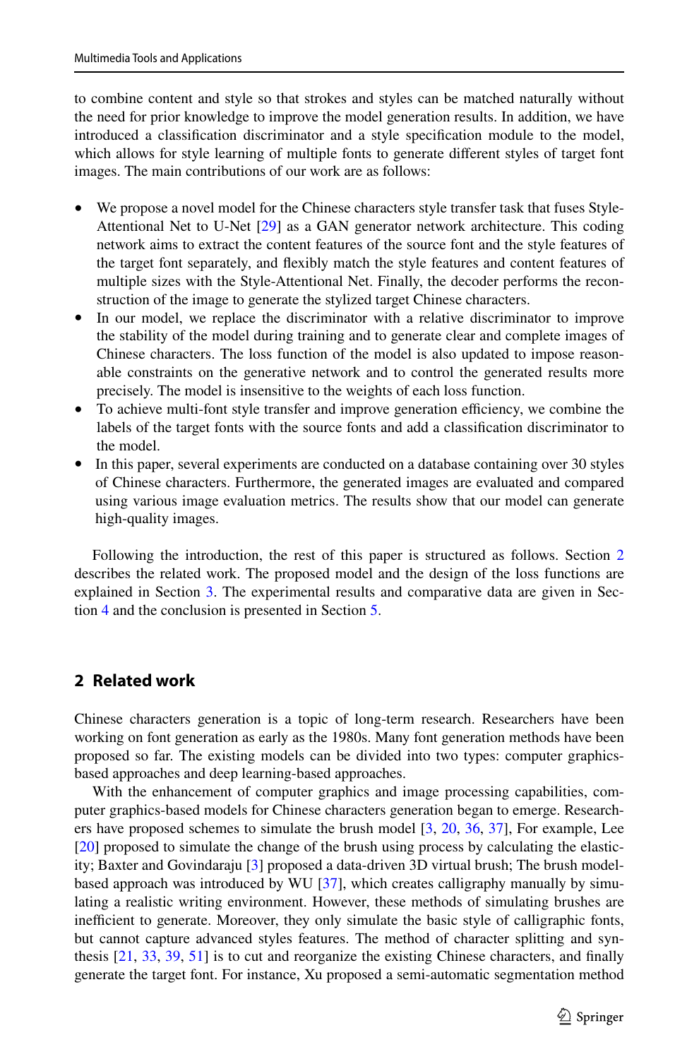to combine content and style so that strokes and styles can be matched naturally without the need for prior knowledge to improve the model generation results. In addition, we have introduced a classification discriminator and a style specification module to the model, which allows for style learning of multiple fonts to generate different styles of target font images. The main contributions of our work are as follows:

- We propose a novel model for the Chinese characters style transfer task that fuses Style-Attentional Net to U-Net [29] as a GAN generator network architecture. This coding network aims to extract the content features of the source font and the style features of the target font separately, and flexibly match the style features and content features of multiple sizes with the Style-Attentional Net. Finally, the decoder performs the reconstruction of the image to generate the stylized target Chinese characters.
- In our model, we replace the discriminator with a relative discriminator to improve the stability of the model during training and to generate clear and complete images of Chinese characters. The loss function of the model is also updated to impose reasonable constraints on the generative network and to control the generated results more precisely. The model is insensitive to the weights of each loss function.
- To achieve multi-font style transfer and improve generation efficiency, we combine the labels of the target fonts with the source fonts and add a classification discriminator to the model.
- In this paper, several experiments are conducted on a database containing over 30 styles of Chinese characters. Furthermore, the generated images are evaluated and compared using various image evaluation metrics. The results show that our model can generate high-quality images.

Following the introduction, the rest of this paper is structured as follows. Section 2 describes the related work. The proposed model and the design of the loss functions are explained in Section 3. The experimental results and comparative data are given in Section 4 and the conclusion is presented in Section 5.

## 2 Related work

Chinese characters generation is a topic of long-term research. Researchers have been working on font generation as early as the 1980s. Many font generation methods have been proposed so far. The existing models can be divided into two types: computer graphics-based approaches and deep learning-based approaches.

With the enhancement of computer graphics and image processing capabilities, computer graphics-based models for Chinese characters generation began to emerge. Researchers have proposed schemes to simulate the brush model [3, 20, 36, 37], For example, Lee [20] proposed to simulate the change of the brush using process by calculating the elasticity; Baxter and Govindaraju [3] proposed a data-driven 3D virtual brush; The brush model-based approach was introduced by WU [37], which creates calligraphy manually by simulating a realistic writing environment. However, these methods of simulating brushes are inefficient to generate. Moreover, they only simulate the basic style of calligraphic fonts, but cannot capture advanced styles features. The method of character splitting and synthesis [21, 33, 39, 51] is to cut and reorganize the existing Chinese characters, and finally generate the target font. For instance, Xu proposed a semi-automatic segmentation method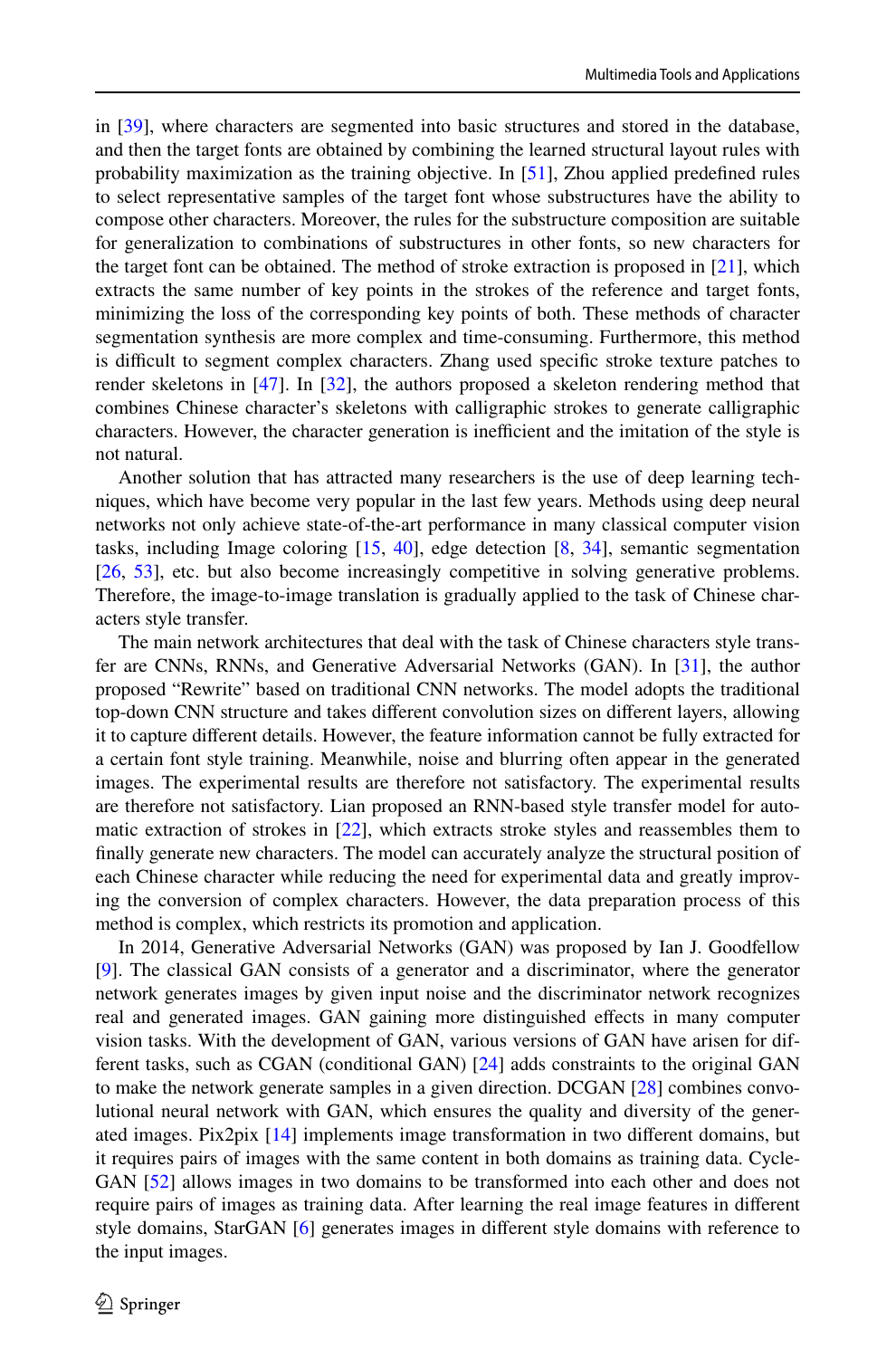in [39], where characters are segmented into basic structures and stored in the database, and then the target fonts are obtained by combining the learned structural layout rules with probability maximization as the training objective. In [51], Zhou applied predefined rules to select representative samples of the target font whose substructures have the ability to compose other characters. Moreover, the rules for the substructure composition are suitable for generalization to combinations of substructures in other fonts, so new characters for the target font can be obtained. The method of stroke extraction is proposed in [21], which extracts the same number of key points in the strokes of the reference and target fonts, minimizing the loss of the corresponding key points of both. These methods of character segmentation synthesis are more complex and time-consuming. Furthermore, this method is difficult to segment complex characters. Zhang used specific stroke texture patches to render skeletons in [47]. In [32], the authors proposed a skeleton rendering method that combines Chinese character's skeletons with calligraphic strokes to generate calligraphic characters. However, the character generation is inefficient and the imitation of the style is not natural.

Another solution that has attracted many researchers is the use of deep learning techniques, which have become very popular in the last few years. Methods using deep neural networks not only achieve state-of-the-art performance in many classical computer vision tasks, including Image coloring [15, 40], edge detection [8, 34], semantic segmentation [26, 53], etc. but also become increasingly competitive in solving generative problems. Therefore, the image-to-image translation is gradually applied to the task of Chinese characters style transfer.

The main network architectures that deal with the task of Chinese characters style transfer are CNNs, RNNs, and Generative Adversarial Networks (GAN). In [31], the author proposed "Rewrite" based on traditional CNN networks. The model adopts the traditional top-down CNN structure and takes different convolution sizes on different layers, allowing it to capture different details. However, the feature information cannot be fully extracted for a certain font style training. Meanwhile, noise and blurring often appear in the generated images. The experimental results are therefore not satisfactory. The experimental results are therefore not satisfactory. Lian proposed an RNN-based style transfer model for automatic extraction of strokes in [22], which extracts stroke styles and reassembles them to finally generate new characters. The model can accurately analyze the structural position of each Chinese character while reducing the need for experimental data and greatly improving the conversion of complex characters. However, the data preparation process of this method is complex, which restricts its promotion and application.

In 2014, Generative Adversarial Networks (GAN) was proposed by Ian J. Goodfellow [9]. The classical GAN consists of a generator and a discriminator, where the generator network generates images by given input noise and the discriminator network recognizes real and generated images. GAN gaining more distinguished effects in many computer vision tasks. With the development of GAN, various versions of GAN have arisen for different tasks, such as CGAN (conditional GAN) [24] adds constraints to the original GAN to make the network generate samples in a given direction. DCGAN [28] combines convolutional neural network with GAN, which ensures the quality and diversity of the generated images. Pix2pix [14] implements image transformation in two different domains, but it requires pairs of images with the same content in both domains as training data. CycleGAN [52] allows images in two domains to be transformed into each other and does not require pairs of images as training data. After learning the real image features in different style domains, StarGAN [6] generates images in different style domains with reference to the input images.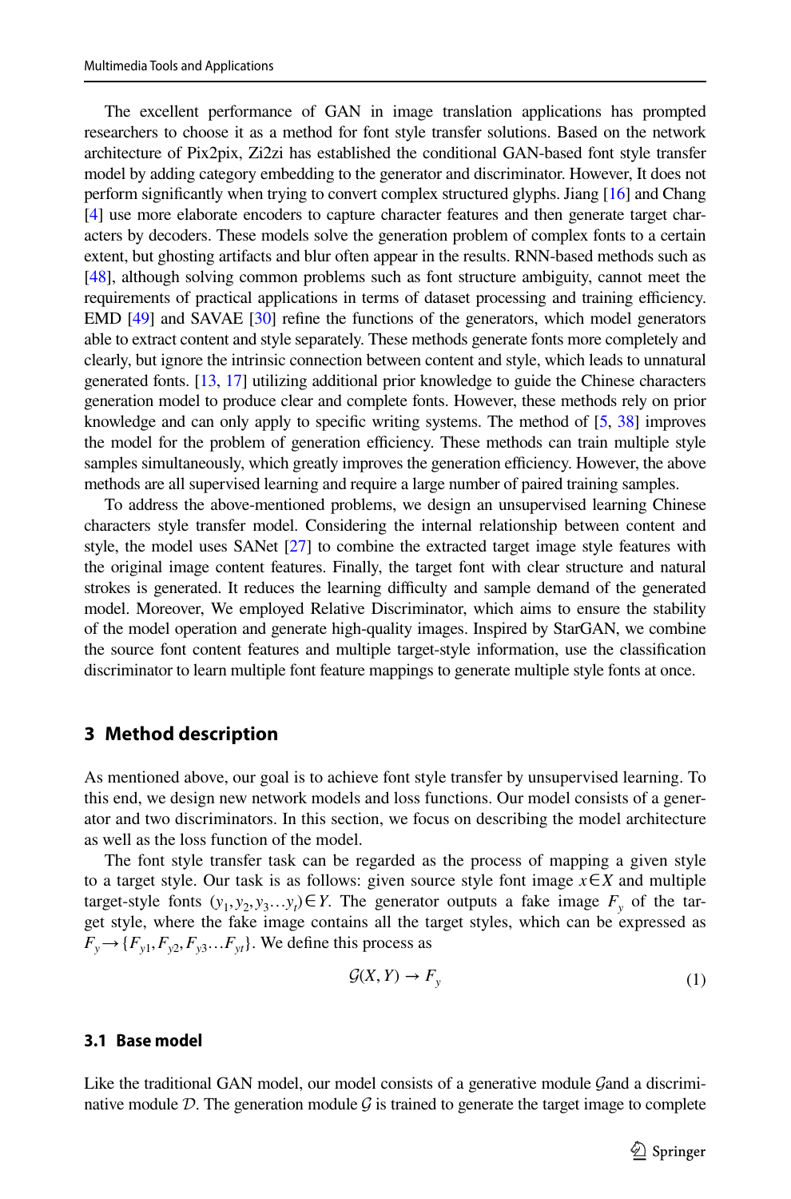The excellent performance of GAN in image translation applications has prompted researchers to choose it as a method for font style transfer solutions. Based on the network architecture of Pix2pix, Zi2zi has established the conditional GAN-based font style transfer model by adding category embedding to the generator and discriminator. However, It does not perform significantly when trying to convert complex structured glyphs. Jiang [16] and Chang [4] use more elaborate encoders to capture character features and then generate target characters by decoders. These models solve the generation problem of complex fonts to a certain extent, but ghosting artifacts and blur often appear in the results. RNN-based methods such as [48], although solving common problems such as font structure ambiguity, cannot meet the requirements of practical applications in terms of dataset processing and training efficiency. EMD [49] and SAVAE [30] refine the functions of the generators, which model generators able to extract content and style separately. These methods generate fonts more completely and clearly, but ignore the intrinsic connection between content and style, which leads to unnatural generated fonts. [13, 17] utilizing additional prior knowledge to guide the Chinese characters generation model to produce clear and complete fonts. However, these methods rely on prior knowledge and can only apply to specific writing systems. The method of [5, 38] improves the model for the problem of generation efficiency. These methods can train multiple style samples simultaneously, which greatly improves the generation efficiency. However, the above methods are all supervised learning and require a large number of paired training samples.

To address the above-mentioned problems, we design an unsupervised learning Chinese characters style transfer model. Considering the internal relationship between content and style, the model uses SANet [27] to combine the extracted target image style features with the original image content features. Finally, the target font with clear structure and natural strokes is generated. It reduces the learning difficulty and sample demand of the generated model. Moreover, We employed Relative Discriminator, which aims to ensure the stability of the model operation and generate high-quality images. Inspired by StarGAN, we combine the source font content features and multiple target-style information, use the classification discriminator to learn multiple font feature mappings to generate multiple style fonts at once.

## 3 Method description

As mentioned above, our goal is to achieve font style transfer by unsupervised learning. To this end, we design new network models and loss functions. Our model consists of a generator and two discriminators. In this section, we focus on describing the model architecture as well as the loss function of the model.

The font style transfer task can be regarded as the process of mapping a given style to a target style. Our task is as follows: given source style font image $x \in X$ and multiple target-style fonts $(y_1, y_2, y_3 \ldots y_t) \in Y$. The generator outputs a fake image $F_y$ of the target style, where the fake image contains all the target styles, which can be expressed as $F_y \to \{F_{y1}, F_{y2}, F_{y3} \ldots F_{yt}\}$. We define this process as

$$\mathcal{G}(X, Y) \to F_y \tag{1}$$

### 3.1 Base model

Like the traditional GAN model, our model consists of a generative module $\mathcal{G}$and a discriminative module $\mathcal{D}$. The generation module $\mathcal{G}$ is trained to generate the target image to complete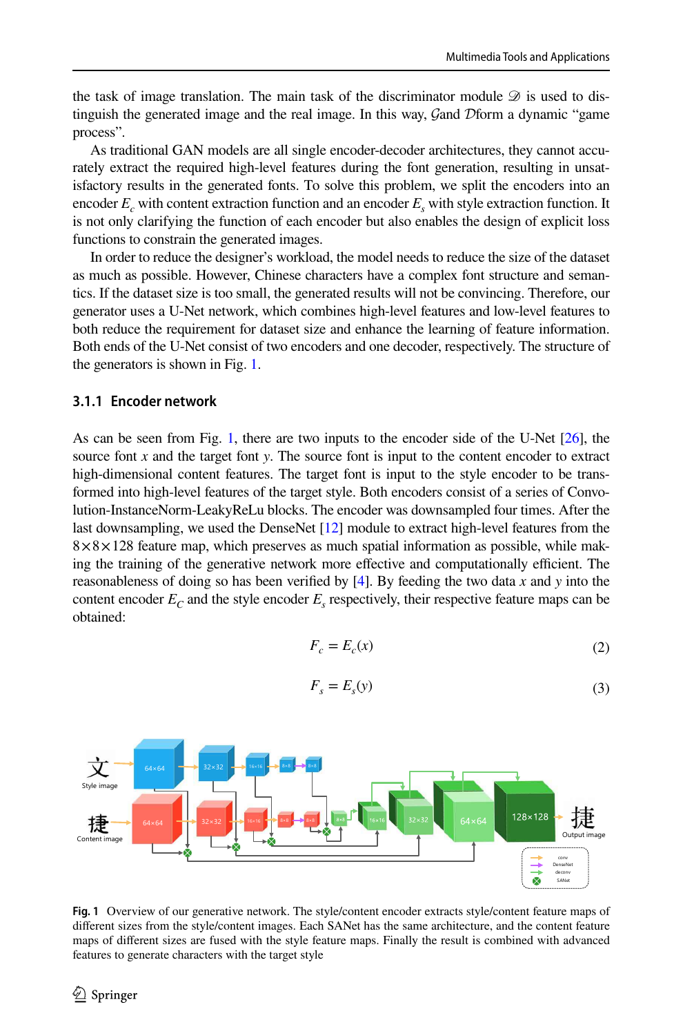the task of image translation. The main task of the discriminator module $\mathscr{D}$ is used to distinguish the generated image and the real image. In this way, $\mathcal{G}$and $\mathcal{D}$form a dynamic "game process".

As traditional GAN models are all single encoder-decoder architectures, they cannot accurately extract the required high-level features during the font generation, resulting in unsatisfactory results in the generated fonts. To solve this problem, we split the encoders into an encoder $E_c$ with content extraction function and an encoder $E_s$ with style extraction function. It is not only clarifying the function of each encoder but also enables the design of explicit loss functions to constrain the generated images.

In order to reduce the designer's workload, the model needs to reduce the size of the dataset as much as possible. However, Chinese characters have a complex font structure and semantics. If the dataset size is too small, the generated results will not be convincing. Therefore, our generator uses a U-Net network, which combines high-level features and low-level features to both reduce the requirement for dataset size and enhance the learning of feature information. Both ends of the U-Net consist of two encoders and one decoder, respectively. The structure of the generators is shown in Fig. 1.

### 3.1.1 Encoder network

As can be seen from Fig. 1, there are two inputs to the encoder side of the U-Net [26], the source font $x$ and the target font $y$. The source font is input to the content encoder to extract high-dimensional content features. The target font is input to the style encoder to be transformed into high-level features of the target style. Both encoders consist of a series of Convolution-InstanceNorm-LeakyReLu blocks. The encoder was downsampled four times. After the last downsampling, we used the DenseNet [12] module to extract high-level features from the $8\times8\times128$ feature map, which preserves as much spatial information as possible, while making the training of the generative network more effective and computationally efficient. The reasonableness of doing so has been verified by [4]. By feeding the two data $x$ and $y$ into the content encoder $E_C$ and the style encoder $E_s$ respectively, their respective feature maps can be obtained:

$$F_c = E_c(x) \tag{2}$$

$$F_s = E_s(y) \tag{3}$$

**Fig. 1** Overview of our generative network. The style/content encoder extracts style/content feature maps of different sizes from the style/content images. Each SANet has the same architecture, and the content feature maps of different sizes are fused with the style feature maps. Finally the result is combined with advanced features to generate characters with the target style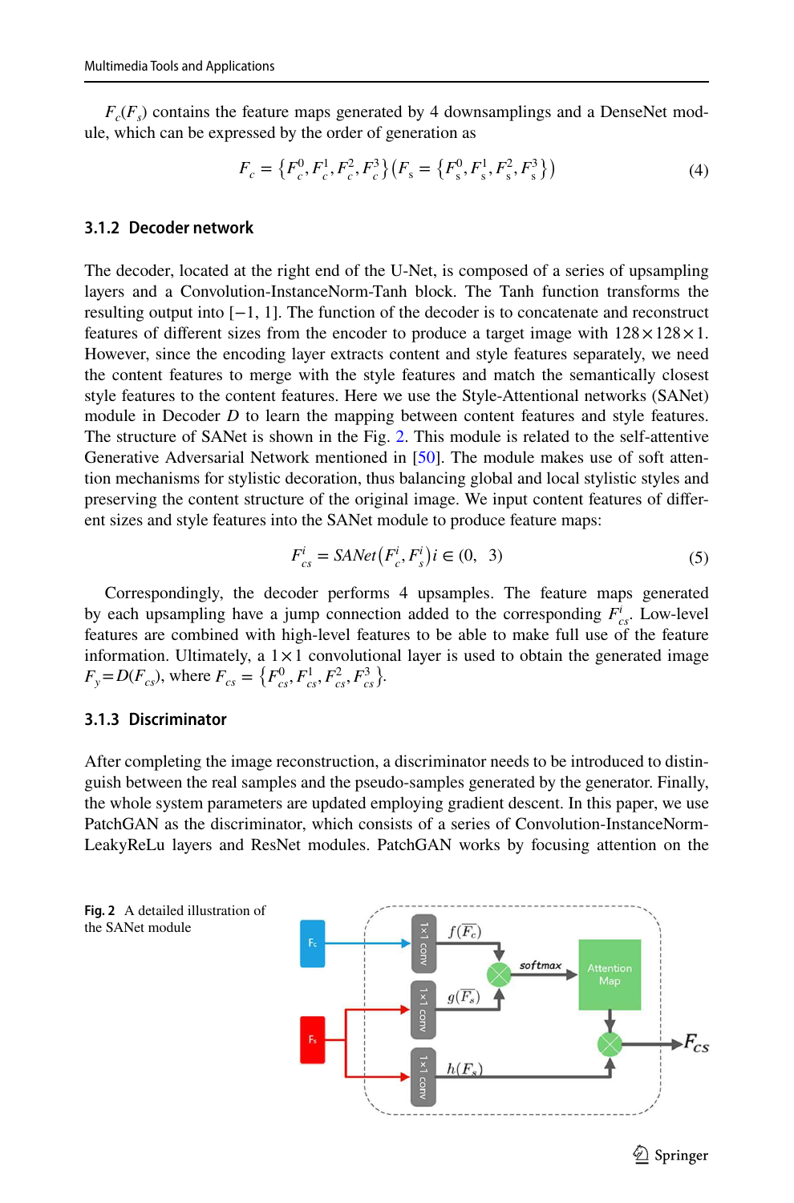$F_c(F_s)$ contains the feature maps generated by 4 downsamplings and a DenseNet module, which can be expressed by the order of generation as

$$F_c = \{F_c^0, F_c^1, F_c^2, F_c^3\} \left(F_s = \{F_s^0, F_s^1, F_s^2, F_s^3\}\right) \tag{4}$$

### 3.1.2 Decoder network

The decoder, located at the right end of the U-Net, is composed of a series of upsampling layers and a Convolution-InstanceNorm-Tanh block. The Tanh function transforms the resulting output into $[-1, 1]$. The function of the decoder is to concatenate and reconstruct features of different sizes from the encoder to produce a target image with $128 \times 128 \times 1$. However, since the encoding layer extracts content and style features separately, we need the content features to merge with the style features and match the semantically closest style features to the content features. Here we use the Style-Attentional networks (SANet) module in Decoder $D$ to learn the mapping between content features and style features. The structure of SANet is shown in the Fig. 2. This module is related to the self-attentive Generative Adversarial Network mentioned in [50]. The module makes use of soft attention mechanisms for stylistic decoration, thus balancing global and local stylistic styles and preserving the content structure of the original image. We input content features of different sizes and style features into the SANet module to produce feature maps:

$$F_{cs}^i = SANet\left(F_c^i, F_s^i\right) i \in (0,\ \ 3) \tag{5}$$

Correspondingly, the decoder performs 4 upsamples. The feature maps generated by each upsampling have a jump connection added to the corresponding $F_{cs}^i$. Low-level features are combined with high-level features to be able to make full use of the feature information. Ultimately, a $1 \times 1$ convolutional layer is used to obtain the generated image $F_y = D(F_{cs})$, where $F_{cs} = \{F_{cs}^0, F_{cs}^1, F_{cs}^2, F_{cs}^3\}$.

### 3.1.3 Discriminator

After completing the image reconstruction, a discriminator needs to be introduced to distinguish between the real samples and the pseudo-samples generated by the generator. Finally, the whole system parameters are updated employing gradient descent. In this paper, we use PatchGAN as the discriminator, which consists of a series of Convolution-InstanceNorm-LeakyReLu layers and ResNet modules. PatchGAN works by focusing attention on the

**Fig. 2** A detailed illustration of the SANet module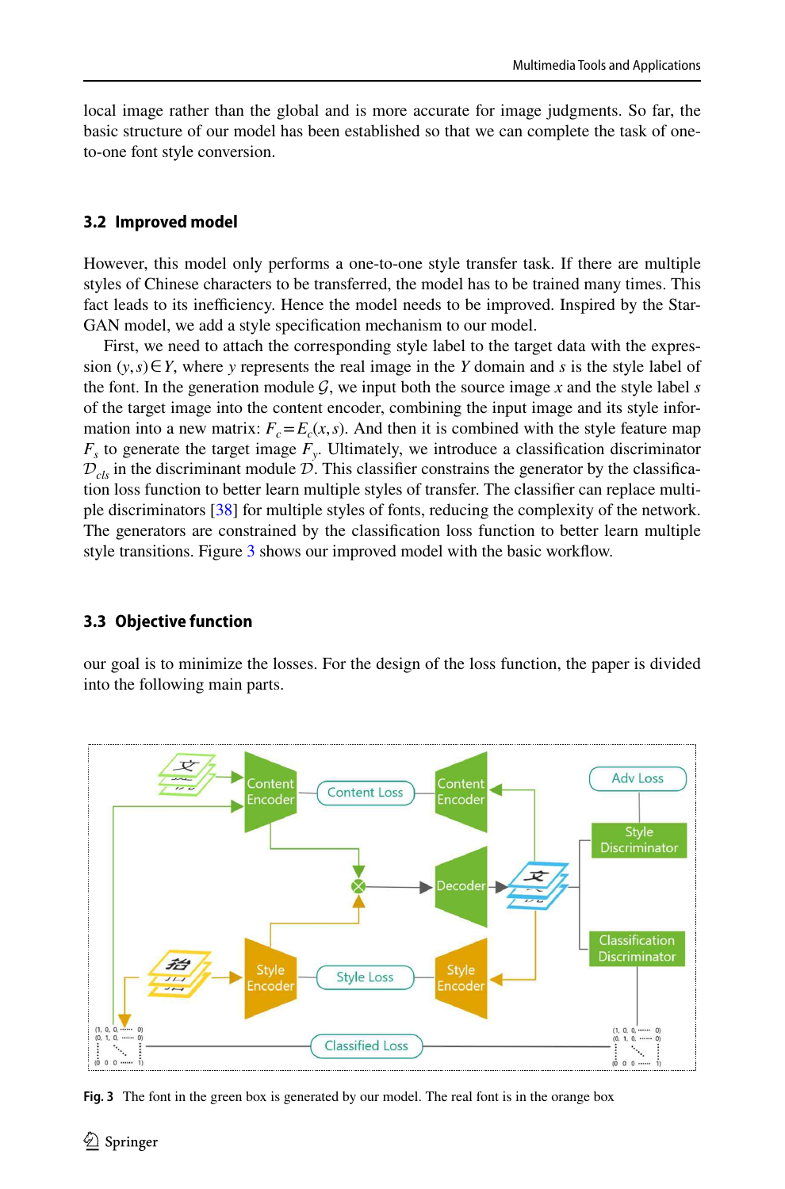local image rather than the global and is more accurate for image judgments. So far, the basic structure of our model has been established so that we can complete the task of one-to-one font style conversion.

### 3.2 Improved model

However, this model only performs a one-to-one style transfer task. If there are multiple styles of Chinese characters to be transferred, the model has to be trained many times. This fact leads to its inefficiency. Hence the model needs to be improved. Inspired by the Star-GAN model, we add a style specification mechanism to our model.

First, we need to attach the corresponding style label to the target data with the expression $(y, s) \in Y$, where $y$ represents the real image in the $Y$ domain and $s$ is the style label of the font. In the generation module $\mathcal{G}$, we input both the source image $x$ and the style label $s$ of the target image into the content encoder, combining the input image and its style information into a new matrix: $F_c = E_c(x, s)$. And then it is combined with the style feature map $F_s$ to generate the target image $F_y$. Ultimately, we introduce a classification discriminator $\mathcal{D}_{cls}$ in the discriminant module $\mathcal{D}$. This classifier constrains the generator by the classification loss function to better learn multiple styles of transfer. The classifier can replace multiple discriminators [38] for multiple styles of fonts, reducing the complexity of the network. The generators are constrained by the classification loss function to better learn multiple style transitions. Figure 3 shows our improved model with the basic workflow.

### 3.3 Objective function

our goal is to minimize the losses. For the design of the loss function, the paper is divided into the following main parts.

**Fig. 3** The font in the green box is generated by our model. The real font is in the orange box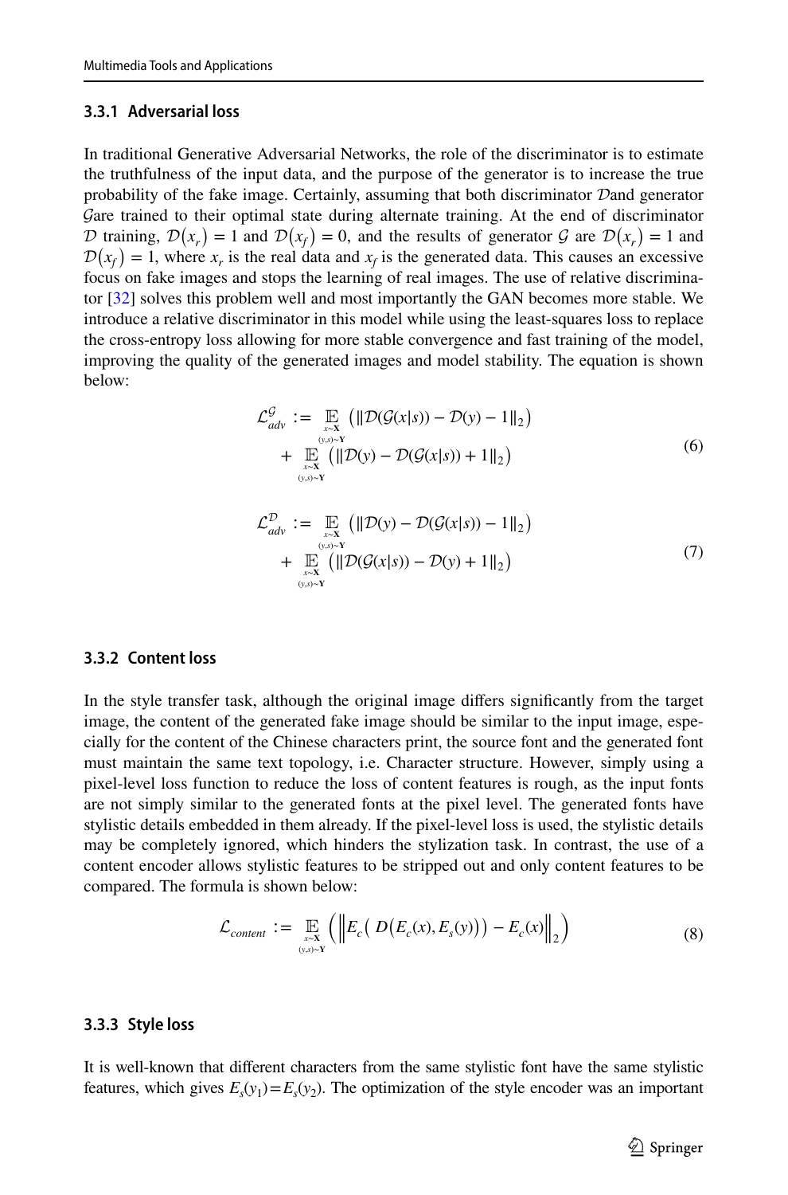### 3.3.1 Adversarial loss

In traditional Generative Adversarial Networks, the role of the discriminator is to estimate the truthfulness of the input data, and the purpose of the generator is to increase the true probability of the fake image. Certainly, assuming that both discriminator $\mathcal{D}$and generator $\mathcal{G}$are trained to their optimal state during alternate training. At the end of discriminator $\mathcal{D}$ training, $\mathcal{D}(x_r) = 1$ and $\mathcal{D}(x_f) = 0$, and the results of generator $\mathcal{G}$ are $\mathcal{D}(x_r) = 1$ and $\mathcal{D}(x_f) = 1$, where $x_r$ is the real data and $x_f$ is the generated data. This causes an excessive focus on fake images and stops the learning of real images. The use of relative discriminator [32] solves this problem well and most importantly the GAN becomes more stable. We introduce a relative discriminator in this model while using the least-squares loss to replace the cross-entropy loss allowing for more stable convergence and fast training of the model, improving the quality of the generated images and model stability. The equation is shown below:

$$
\begin{aligned}
\mathcal{L}_{adv}^{\mathcal{G}} := & \mathop{\mathbb{E}}_{\substack{x\sim\mathbf{X} \\ (y,s)\sim\mathbf{Y}}} \left( \|\mathcal{D}(\mathcal{G}(x|s)) - \mathcal{D}(y) - 1\|_2 \right) \\
& + \mathop{\mathbb{E}}_{\substack{x\sim\mathbf{X} \\ (y,s)\sim\mathbf{Y}}} \left( \|\mathcal{D}(y) - \mathcal{D}(\mathcal{G}(x|s)) + 1\|_2 \right)
\end{aligned}
\tag{6}
$$

$$
\begin{aligned}
\mathcal{L}_{adv}^{\mathcal{D}} := & \mathop{\mathbb{E}}_{\substack{x\sim\mathbf{X} \\ (y,s)\sim\mathbf{Y}}} \left( \|\mathcal{D}(y) - \mathcal{D}(\mathcal{G}(x|s)) - 1\|_2 \right) \\
& + \mathop{\mathbb{E}}_{\substack{x\sim\mathbf{X} \\ (y,s)\sim\mathbf{Y}}} \left( \|\mathcal{D}(\mathcal{G}(x|s)) - \mathcal{D}(y) + 1\|_2 \right)
\end{aligned}
\tag{7}
$$

### 3.3.2 Content loss

In the style transfer task, although the original image differs significantly from the target image, the content of the generated fake image should be similar to the input image, especially for the content of the Chinese characters print, the source font and the generated font must maintain the same text topology, i.e. Character structure. However, simply using a pixel-level loss function to reduce the loss of content features is rough, as the input fonts are not simply similar to the generated fonts at the pixel level. The generated fonts have stylistic details embedded in them already. If the pixel-level loss is used, the stylistic details may be completely ignored, which hinders the stylization task. In contrast, the use of a content encoder allows stylistic features to be stripped out and only content features to be compared. The formula is shown below:

$$
\mathcal{L}_{content} := \mathop{\mathbb{E}}_{\substack{x\sim\mathbf{X} \\ (y,s)\sim\mathbf{Y}}} \left( \left\| E_c\left( D\left(E_c(x), E_s(y)\right)\right) - E_c(x) \right\|_2 \right)
\tag{8}
$$

### 3.3.3 Style loss

It is well-known that different characters from the same stylistic font have the same stylistic features, which gives $E_s(y_1) = E_s(y_2)$. The optimization of the style encoder was an important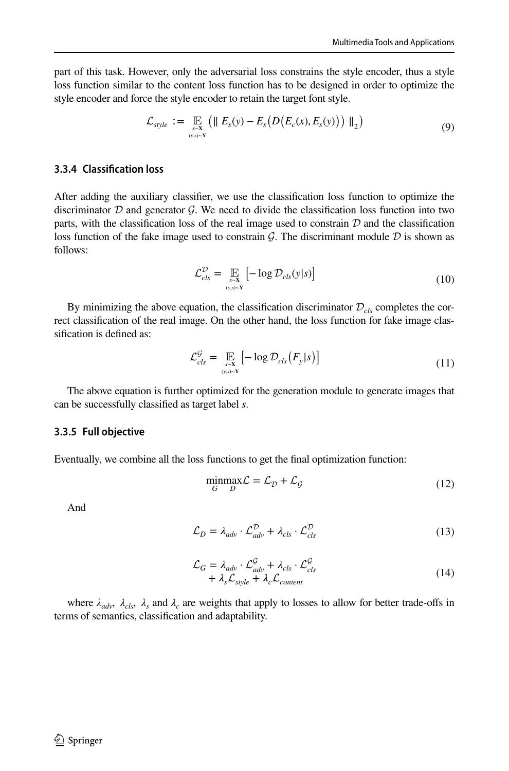part of this task. However, only the adversarial loss constrains the style encoder, thus a style loss function similar to the content loss function has to be designed in order to optimize the style encoder and force the style encoder to retain the target font style.

$$\mathcal{L}_{style} := \mathop{\mathbb{E}}_{\substack{x \sim \mathbf{X} \\ (y,s) \sim \mathbf{Y}}} \left( \| E_s(y) - E_s\left(D\left(E_c(x), E_s(y)\right)\right) \|_2 \right) \tag{9}$$

### 3.3.4 Classification loss

After adding the auxiliary classifier, we use the classification loss function to optimize the discriminator $\mathcal{D}$ and generator $\mathcal{G}$. We need to divide the classification loss function into two parts, with the classification loss of the real image used to constrain $\mathcal{D}$ and the classification loss function of the fake image used to constrain $\mathcal{G}$. The discriminant module $\mathcal{D}$ is shown as follows:

$$\mathcal{L}_{cls}^{\mathcal{D}} = \mathop{\mathbb{E}}_{\substack{x \sim \mathbf{X} \\ (y,s) \sim \mathbf{Y}}} \left[ -\log \mathcal{D}_{cls}(y|s) \right] \tag{10}$$

By minimizing the above equation, the classification discriminator $\mathcal{D}_{cls}$ completes the correct classification of the real image. On the other hand, the loss function for fake image classification is defined as:

$$\mathcal{L}_{cls}^{\mathcal{G}} = \mathop{\mathbb{E}}_{\substack{x \sim \mathbf{X} \\ (y,s) \sim \mathbf{Y}}} \left[ -\log \mathcal{D}_{cls}\left(F_y|s\right) \right] \tag{11}$$

The above equation is further optimized for the generation module to generate images that can be successfully classified as target label $s$.

### 3.3.5 Full objective

Eventually, we combine all the loss functions to get the final optimization function:

$$\min_{G} \max_{D} \mathcal{L} = \mathcal{L}_{\mathcal{D}} + \mathcal{L}_{\mathcal{G}} \tag{12}$$

And

$$\mathcal{L}_D = \lambda_{adv} \cdot \mathcal{L}_{adv}^{\mathcal{D}} + \lambda_{cls} \cdot \mathcal{L}_{cls}^{\mathcal{D}} \tag{13}$$

$$\begin{aligned} \mathcal{L}_G = \lambda_{adv} \cdot \mathcal{L}_{adv}^{\mathcal{G}} + \lambda_{cls} \cdot \mathcal{L}_{cls}^{\mathcal{G}} \\ + \lambda_s \mathcal{L}_{style} + \lambda_c \mathcal{L}_{content} \end{aligned} \tag{14}$$

where $\lambda_{adv}$, $\lambda_{cls}$, $\lambda_s$ and $\lambda_c$ are weights that apply to losses to allow for better trade-offs in terms of semantics, classification and adaptability.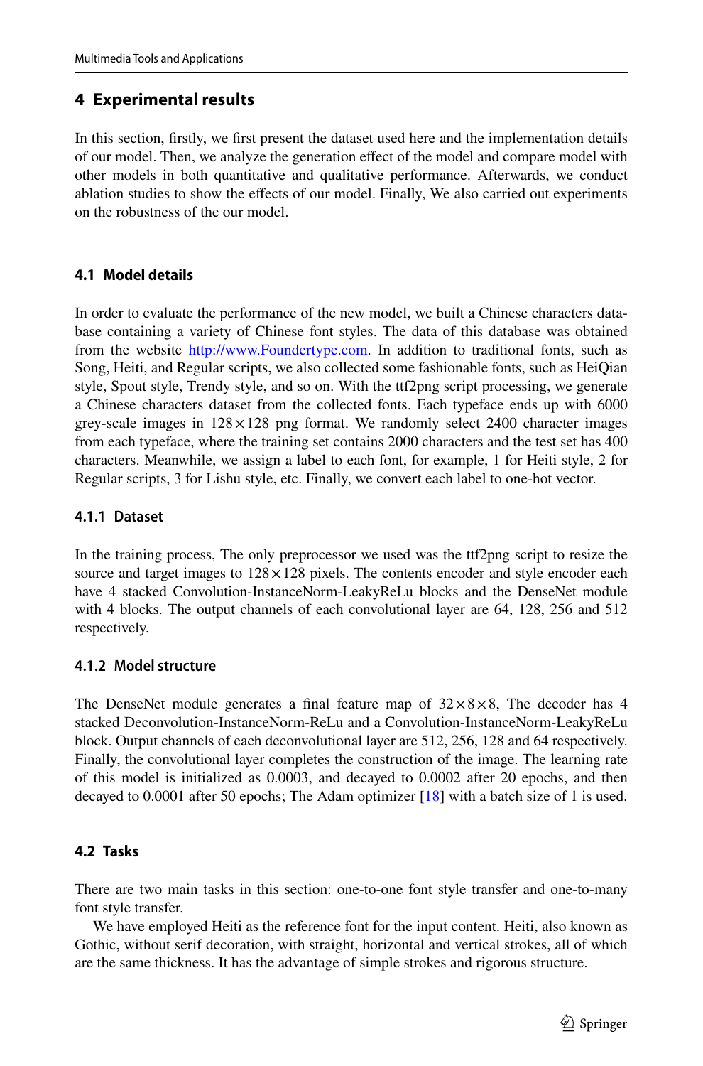## 4 Experimental results

In this section, firstly, we first present the dataset used here and the implementation details of our model. Then, we analyze the generation effect of the model and compare model with other models in both quantitative and qualitative performance. Afterwards, we conduct ablation studies to show the effects of our model. Finally, We also carried out experiments on the robustness of the our model.

### 4.1 Model details

In order to evaluate the performance of the new model, we built a Chinese characters database containing a variety of Chinese font styles. The data of this database was obtained from the website http://www.Foundertype.com. In addition to traditional fonts, such as Song, Heiti, and Regular scripts, we also collected some fashionable fonts, such as HeiQian style, Spout style, Trendy style, and so on. With the ttf2png script processing, we generate a Chinese characters dataset from the collected fonts. Each typeface ends up with 6000 grey-scale images in $128 \times 128$ png format. We randomly select 2400 character images from each typeface, where the training set contains 2000 characters and the test set has 400 characters. Meanwhile, we assign a label to each font, for example, 1 for Heiti style, 2 for Regular scripts, 3 for Lishu style, etc. Finally, we convert each label to one-hot vector.

#### 4.1.1 Dataset

In the training process, The only preprocessor we used was the ttf2png script to resize the source and target images to $128 \times 128$ pixels. The contents encoder and style encoder each have 4 stacked Convolution-InstanceNorm-LeakyReLu blocks and the DenseNet module with 4 blocks. The output channels of each convolutional layer are 64, 128, 256 and 512 respectively.

#### 4.1.2 Model structure

The DenseNet module generates a final feature map of $32 \times 8 \times 8$, The decoder has 4 stacked Deconvolution-InstanceNorm-ReLu and a Convolution-InstanceNorm-LeakyReLu block. Output channels of each deconvolutional layer are 512, 256, 128 and 64 respectively. Finally, the convolutional layer completes the construction of the image. The learning rate of this model is initialized as 0.0003, and decayed to 0.0002 after 20 epochs, and then decayed to 0.0001 after 50 epochs; The Adam optimizer [18] with a batch size of 1 is used.

### 4.2 Tasks

There are two main tasks in this section: one-to-one font style transfer and one-to-many font style transfer.

We have employed Heiti as the reference font for the input content. Heiti, also known as Gothic, without serif decoration, with straight, horizontal and vertical strokes, all of which are the same thickness. It has the advantage of simple strokes and rigorous structure.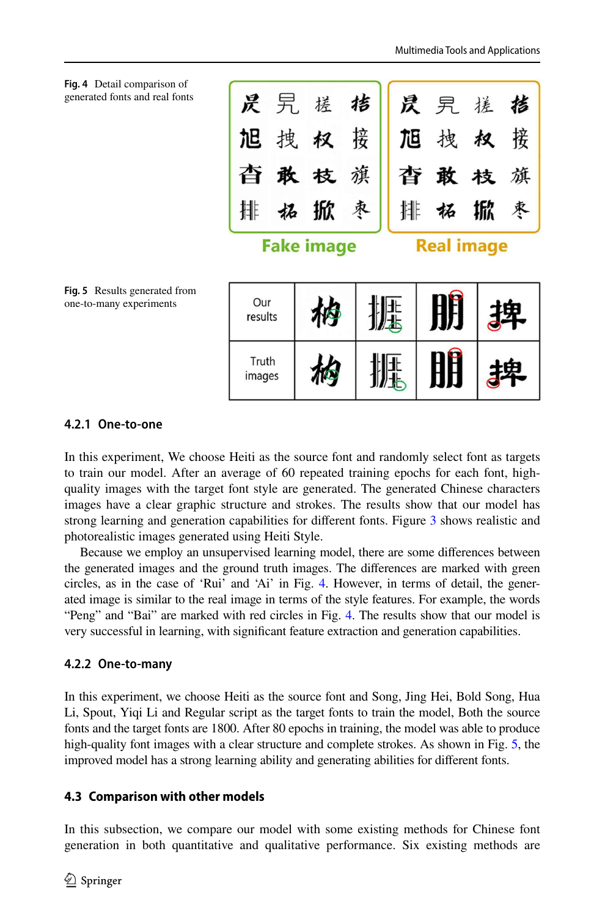Fig. 4 Detail comparison of generated fonts and real fonts

Fig. 5 Results generated from one-to-many experiments

#### 4.2.1 One-to-one

In this experiment, We choose Heiti as the source font and randomly select font as targets to train our model. After an average of 60 repeated training epochs for each font, high-quality images with the target font style are generated. The generated Chinese characters images have a clear graphic structure and strokes. The results show that our model has strong learning and generation capabilities for different fonts. Figure 3 shows realistic and photorealistic images generated using Heiti Style.

Because we employ an unsupervised learning model, there are some differences between the generated images and the ground truth images. The differences are marked with green circles, as in the case of 'Rui' and 'Ai' in Fig. 4. However, in terms of detail, the generated image is similar to the real image in terms of the style features. For example, the words "Peng" and "Bai" are marked with red circles in Fig. 4. The results show that our model is very successful in learning, with significant feature extraction and generation capabilities.

#### 4.2.2 One-to-many

In this experiment, we choose Heiti as the source font and Song, Jing Hei, Bold Song, Hua Li, Spout, Yiqi Li and Regular script as the target fonts to train the model, Both the source fonts and the target fonts are 1800. After 80 epochs in training, the model was able to produce high-quality font images with a clear structure and complete strokes. As shown in Fig. 5, the improved model has a strong learning ability and generating abilities for different fonts.

### 4.3 Comparison with other models

In this subsection, we compare our model with some existing methods for Chinese font generation in both quantitative and qualitative performance. Six existing methods are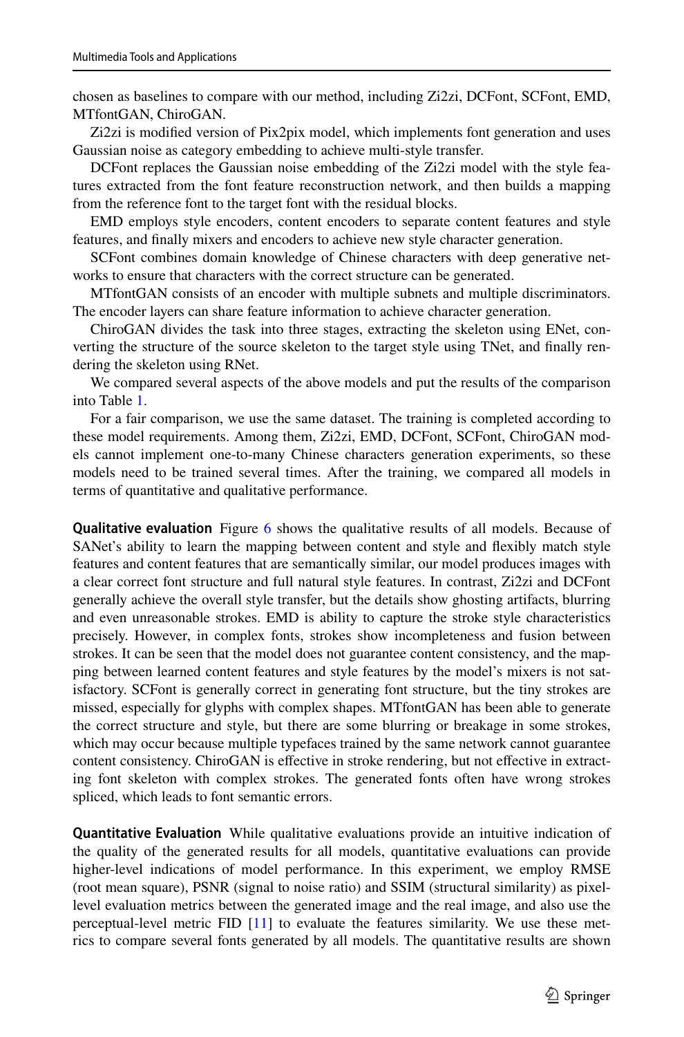chosen as baselines to compare with our method, including Zi2zi, DCFont, SCFont, EMD, MTfontGAN, ChiroGAN.

Zi2zi is modified version of Pix2pix model, which implements font generation and uses Gaussian noise as category embedding to achieve multi-style transfer.

DCFont replaces the Gaussian noise embedding of the Zi2zi model with the style features extracted from the font feature reconstruction network, and then builds a mapping from the reference font to the target font with the residual blocks.

EMD employs style encoders, content encoders to separate content features and style features, and finally mixers and encoders to achieve new style character generation.

SCFont combines domain knowledge of Chinese characters with deep generative networks to ensure that characters with the correct structure can be generated.

MTfontGAN consists of an encoder with multiple subnets and multiple discriminators. The encoder layers can share feature information to achieve character generation.

ChiroGAN divides the task into three stages, extracting the skeleton using ENet, converting the structure of the source skeleton to the target style using TNet, and finally rendering the skeleton using RNet.

We compared several aspects of the above models and put the results of the comparison into Table 1.

For a fair comparison, we use the same dataset. The training is completed according to these model requirements. Among them, Zi2zi, EMD, DCFont, SCFont, ChiroGAN models cannot implement one-to-many Chinese characters generation experiments, so these models need to be trained several times. After the training, we compared all models in terms of quantitative and qualitative performance.

**Qualitative evaluation** Figure 6 shows the qualitative results of all models. Because of SANet's ability to learn the mapping between content and style and flexibly match style features and content features that are semantically similar, our model produces images with a clear correct font structure and full natural style features. In contrast, Zi2zi and DCFont generally achieve the overall style transfer, but the details show ghosting artifacts, blurring and even unreasonable strokes. EMD is ability to capture the stroke style characteristics precisely. However, in complex fonts, strokes show incompleteness and fusion between strokes. It can be seen that the model does not guarantee content consistency, and the mapping between learned content features and style features by the model's mixers is not satisfactory. SCFont is generally correct in generating font structure, but the tiny strokes are missed, especially for glyphs with complex shapes. MTfontGAN has been able to generate the correct structure and style, but there are some blurring or breakage in some strokes, which may occur because multiple typefaces trained by the same network cannot guarantee content consistency. ChiroGAN is effective in stroke rendering, but not effective in extracting font skeleton with complex strokes. The generated fonts often have wrong strokes spliced, which leads to font semantic errors.

**Quantitative Evaluation** While qualitative evaluations provide an intuitive indication of the quality of the generated results for all models, quantitative evaluations can provide higher-level indications of model performance. In this experiment, we employ RMSE (root mean square), PSNR (signal to noise ratio) and SSIM (structural similarity) as pixel-level evaluation metrics between the generated image and the real image, and also use the perceptual-level metric FID [11] to evaluate the features similarity. We use these metrics to compare several fonts generated by all models. The quantitative results are shown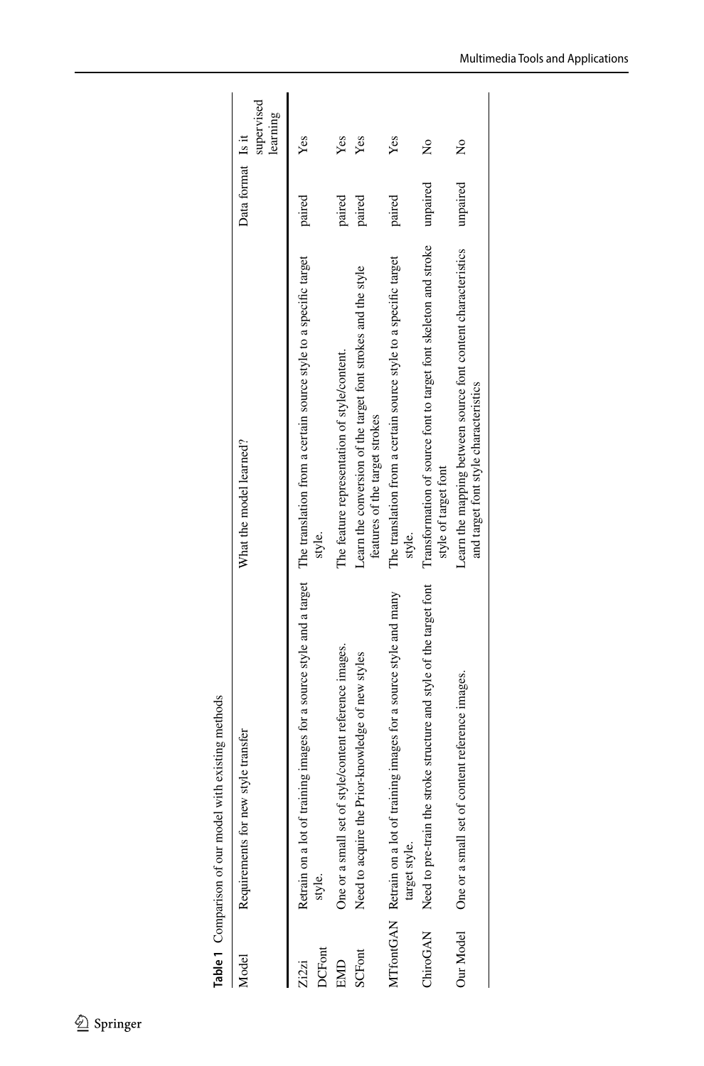**Table 1** Comparison of our model with existing methods

| Model | Requirements for new style transfer | What the model learned? | Data format | Is it supervised learning |
|---|---|---|---|---|
| Zi2zi DCFont | Retrain on a lot of training images for a source style and a target style. | The translation from a certain source style to a specific target style. | paired | Yes |
| EMD | One or a small set of style/content reference images. | The feature representation of style/content. | paired | Yes |
| SCFont | Need to acquire the Prior-knowledge of new styles | Learn the conversion of the target font strokes and the style features of the target strokes | paired | Yes |
| MTfontGAN | Retrain on a lot of training images for a source style and many target style. | The translation from a certain source style to a specific target style. | paired | Yes |
| ChiroGAN | Need to pre-train the stroke structure and style of the target font | Transformation of source font to target font skeleton and stroke style of target font | unpaired | No |
| Our Model | One or a small set of content reference images. | Learn the mapping between source font content characteristics and target font style characteristics | unpaired | No |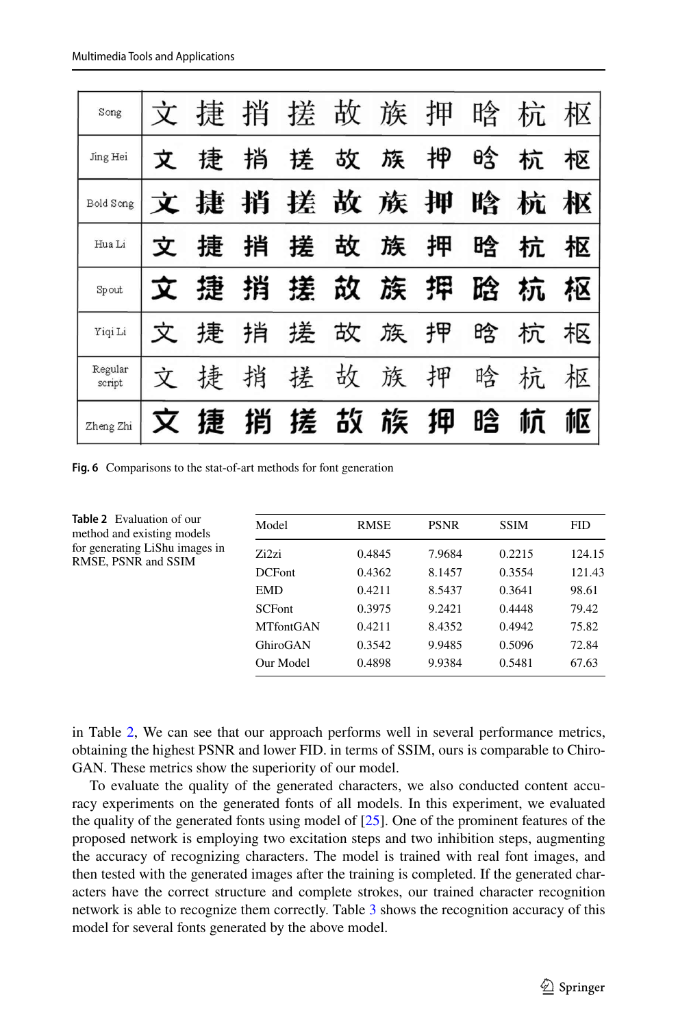| Song | 文 | 捷 | 捎 | 搓 | 故 | 族 | 押 | 晗 | 杭 | 枢 |
|---|---|---|---|---|---|---|---|---|---|---|
| Jing Hei | 文 | 捷 | 捎 | 搓 | 故 | 族 | 押 | 晗 | 杭 | 枢 |
| Bold Song | 文 | 捷 | 捎 | 搓 | 故 | 族 | 押 | 晗 | 杭 | 枢 |
| Hua Li | 文 | 捷 | 捎 | 搓 | 故 | 族 | 押 | 晗 | 杭 | 枢 |
| Spout | 文 | 捷 | 捎 | 搓 | 故 | 族 | 押 | 晗 | 杭 | 枢 |
| Yiqi Li | 文 | 捷 | 捎 | 搓 | 故 | 族 | 押 | 晗 | 杭 | 枢 |
| Regular script | 文 | 捷 | 捎 | 搓 | 故 | 族 | 押 | 晗 | 杭 | 枢 |
| Zheng Zhi | 文 | 捷 | 捎 | 搓 | 故 | 族 | 押 | 晗 | 杭 | 枢 |

**Fig. 6** Comparisons to the stat-of-art methods for font generation

**Table 2** Evaluation of our method and existing models for generating LiShu images in RMSE, PSNR and SSIM

| Model | RMSE | PSNR | SSIM | FID |
|---|---|---|---|---|
| Zi2zi | 0.4845 | 7.9684 | 0.2215 | 124.15 |
| DCFont | 0.4362 | 8.1457 | 0.3554 | 121.43 |
| EMD | 0.4211 | 8.5437 | 0.3641 | 98.61 |
| SCFont | 0.3975 | 9.2421 | 0.4448 | 79.42 |
| MTfontGAN | 0.4211 | 8.4352 | 0.4942 | 75.82 |
| GhiroGAN | 0.3542 | 9.9485 | 0.5096 | 72.84 |
| Our Model | 0.4898 | 9.9384 | 0.5481 | 67.63 |

in Table 2, We can see that our approach performs well in several performance metrics, obtaining the highest PSNR and lower FID. in terms of SSIM, ours is comparable to Chiro-GAN. These metrics show the superiority of our model.

To evaluate the quality of the generated characters, we also conducted content accuracy experiments on the generated fonts of all models. In this experiment, we evaluated the quality of the generated fonts using model of [25]. One of the prominent features of the proposed network is employing two excitation steps and two inhibition steps, augmenting the accuracy of recognizing characters. The model is trained with real font images, and then tested with the generated images after the training is completed. If the generated characters have the correct structure and complete strokes, our trained character recognition network is able to recognize them correctly. Table 3 shows the recognition accuracy of this model for several fonts generated by the above model.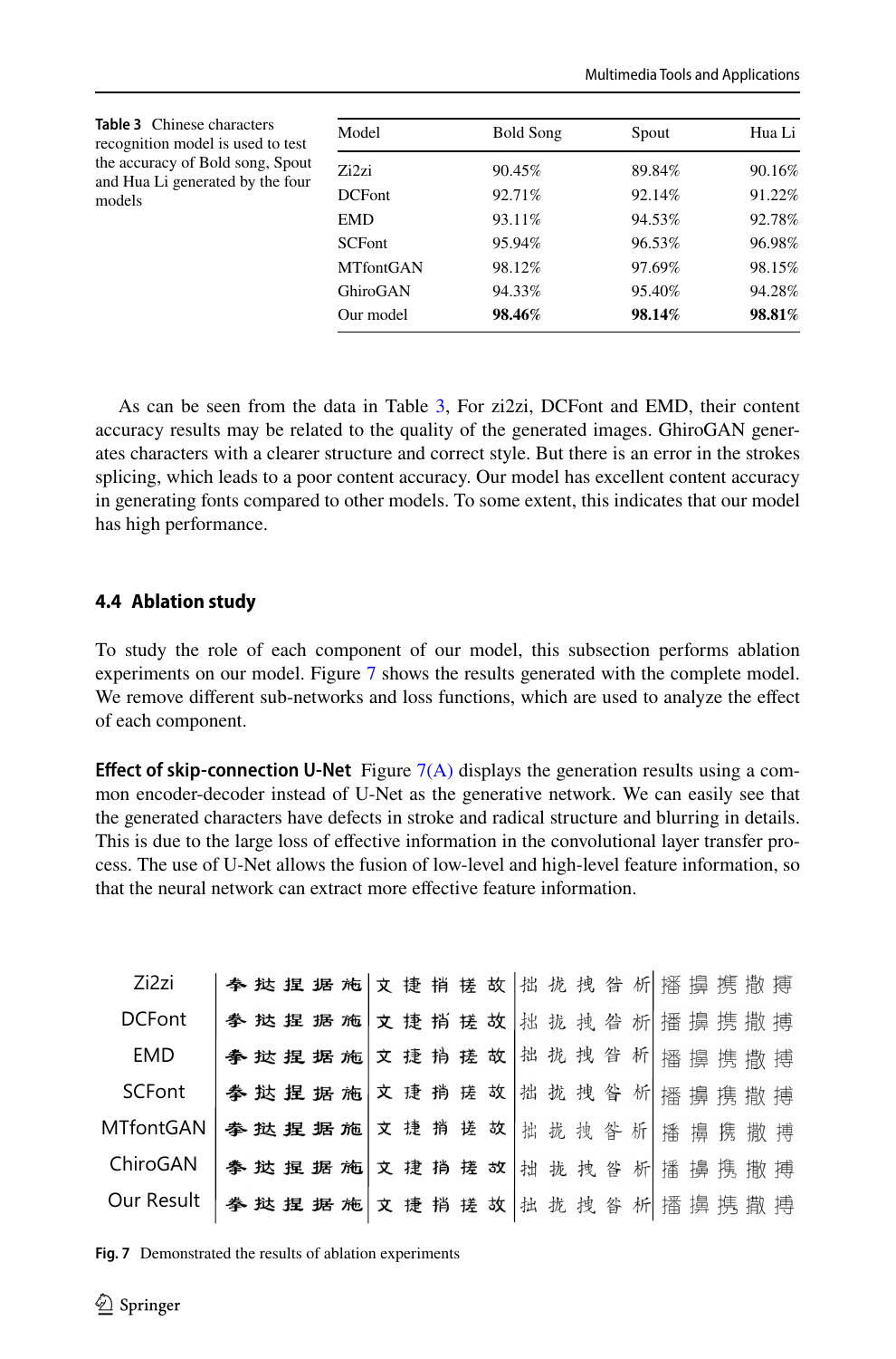**Table 3** Chinese characters recognition model is used to test the accuracy of Bold song, Spout and Hua Li generated by the four models

| Model | Bold Song | Spout | Hua Li |
|---|---|---|---|
| Zi2zi | 90.45% | 89.84% | 90.16% |
| DCFont | 92.71% | 92.14% | 91.22% |
| EMD | 93.11% | 94.53% | 92.78% |
| SCFont | 95.94% | 96.53% | 96.98% |
| MTfontGAN | 98.12% | 97.69% | 98.15% |
| GhiroGAN | 94.33% | 95.40% | 94.28% |
| Our model | **98.46%** | **98.14%** | **98.81%** |

As can be seen from the data in Table 3, For zi2zi, DCFont and EMD, their content accuracy results may be related to the quality of the generated images. GhiroGAN generates characters with a clearer structure and correct style. But there is an error in the strokes splicing, which leads to a poor content accuracy. Our model has excellent content accuracy in generating fonts compared to other models. To some extent, this indicates that our model has high performance.

### 4.4 Ablation study

To study the role of each component of our model, this subsection performs ablation experiments on our model. Figure 7 shows the results generated with the complete model. We remove different sub-networks and loss functions, which are used to analyze the effect of each component.

**Effect of skip-connection U-Net** Figure 7(A) displays the generation results using a common encoder-decoder instead of U-Net as the generative network. We can easily see that the generated characters have defects in stroke and radical structure and blurring in details. This is due to the large loss of effective information in the convolutional layer transfer process. The use of U-Net allows the fusion of low-level and high-level feature information, so that the neural network can extract more effective feature information.

**Fig. 7** Demonstrated the results of ablation experiments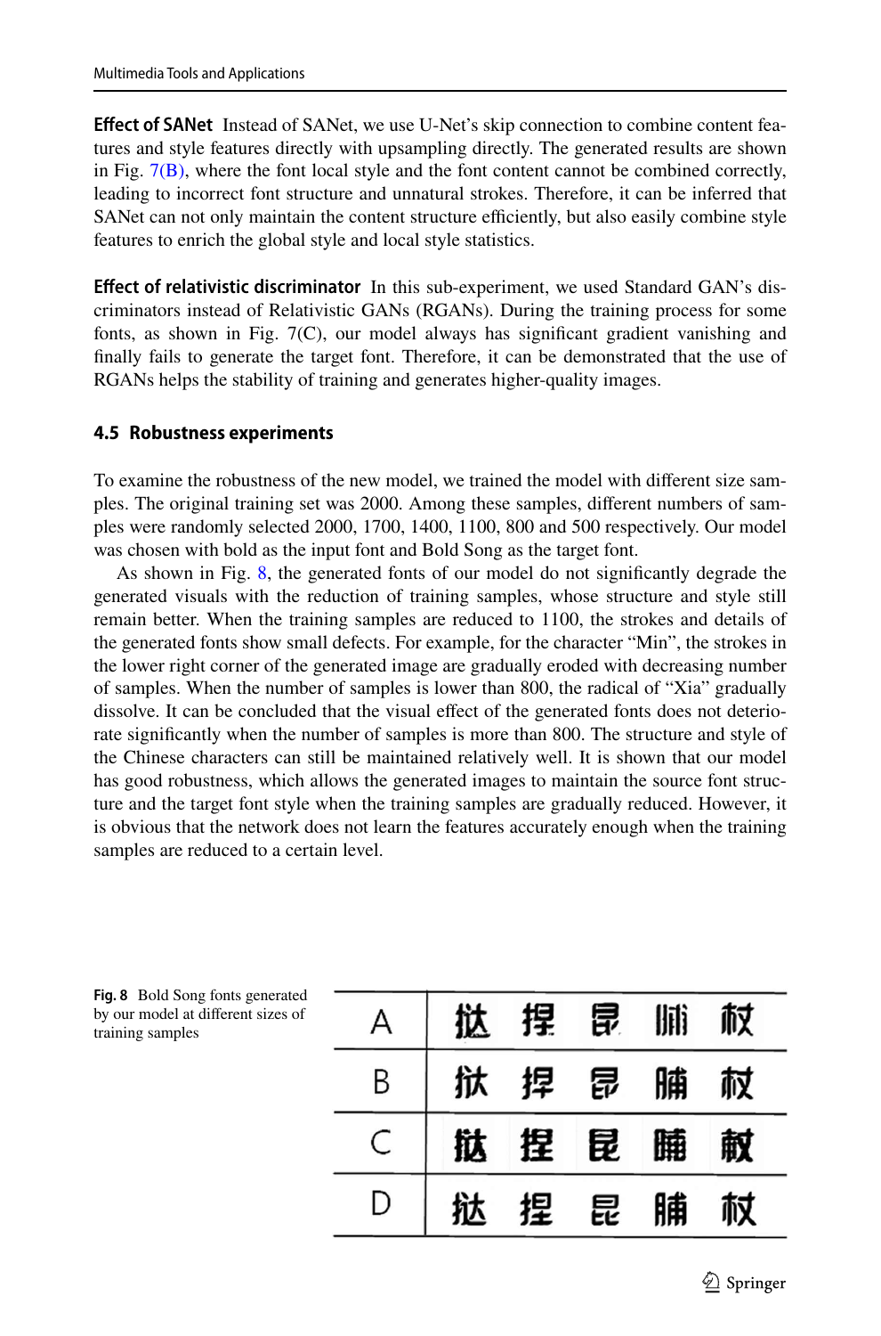**Effect of SANet** Instead of SANet, we use U-Net's skip connection to combine content features and style features directly with upsampling directly. The generated results are shown in Fig. 7(B), where the font local style and the font content cannot be combined correctly, leading to incorrect font structure and unnatural strokes. Therefore, it can be inferred that SANet can not only maintain the content structure efficiently, but also easily combine style features to enrich the global style and local style statistics.

**Effect of relativistic discriminator** In this sub-experiment, we used Standard GAN's discriminators instead of Relativistic GANs (RGANs). During the training process for some fonts, as shown in Fig. 7(C), our model always has significant gradient vanishing and finally fails to generate the target font. Therefore, it can be demonstrated that the use of RGANs helps the stability of training and generates higher-quality images.

### 4.5 Robustness experiments

To examine the robustness of the new model, we trained the model with different size samples. The original training set was 2000. Among these samples, different numbers of samples were randomly selected 2000, 1700, 1400, 1100, 800 and 500 respectively. Our model was chosen with bold as the input font and Bold Song as the target font.

As shown in Fig. 8, the generated fonts of our model do not significantly degrade the generated visuals with the reduction of training samples, whose structure and style still remain better. When the training samples are reduced to 1100, the strokes and details of the generated fonts show small defects. For example, for the character "Min", the strokes in the lower right corner of the generated image are gradually eroded with decreasing number of samples. When the number of samples is lower than 800, the radical of "Xia" gradually dissolve. It can be concluded that the visual effect of the generated fonts does not deteriorate significantly when the number of samples is more than 800. The structure and style of the Chinese characters can still be maintained relatively well. It is shown that our model has good robustness, which allows the generated images to maintain the source font structure and the target font style when the training samples are gradually reduced. However, it is obvious that the network does not learn the features accurately enough when the training samples are reduced to a certain level.

**Fig. 8** Bold Song fonts generated by our model at different sizes of training samples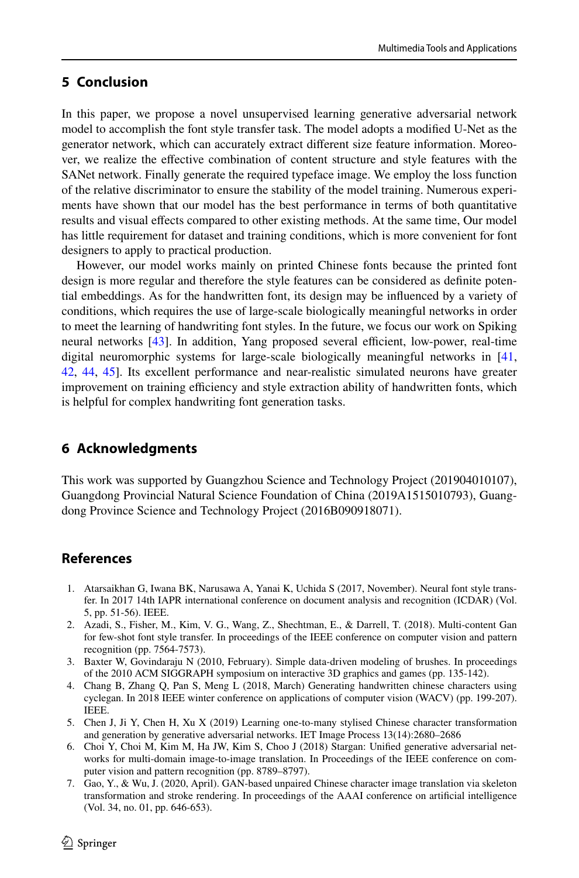## 5 Conclusion

In this paper, we propose a novel unsupervised learning generative adversarial network model to accomplish the font style transfer task. The model adopts a modified U-Net as the generator network, which can accurately extract different size feature information. Moreover, we realize the effective combination of content structure and style features with the SANet network. Finally generate the required typeface image. We employ the loss function of the relative discriminator to ensure the stability of the model training. Numerous experiments have shown that our model has the best performance in terms of both quantitative results and visual effects compared to other existing methods. At the same time, Our model has little requirement for dataset and training conditions, which is more convenient for font designers to apply to practical production.

However, our model works mainly on printed Chinese fonts because the printed font design is more regular and therefore the style features can be considered as definite potential embeddings. As for the handwritten font, its design may be influenced by a variety of conditions, which requires the use of large-scale biologically meaningful networks in order to meet the learning of handwriting font styles. In the future, we focus our work on Spiking neural networks [43]. In addition, Yang proposed several efficient, low-power, real-time digital neuromorphic systems for large-scale biologically meaningful networks in [41, 42, 44, 45]. Its excellent performance and near-realistic simulated neurons have greater improvement on training efficiency and style extraction ability of handwritten fonts, which is helpful for complex handwriting font generation tasks.

## 6 Acknowledgments

This work was supported by Guangzhou Science and Technology Project (201904010107), Guangdong Provincial Natural Science Foundation of China (2019A1515010793), Guangdong Province Science and Technology Project (2016B090918071).

## References

1. Atarsaikhan G, Iwana BK, Narusawa A, Yanai K, Uchida S (2017, November). Neural font style transfer. In 2017 14th IAPR international conference on document analysis and recognition (ICDAR) (Vol. 5, pp. 51-56). IEEE.
2. Azadi, S., Fisher, M., Kim, V. G., Wang, Z., Shechtman, E., & Darrell, T. (2018). Multi-content Gan for few-shot font style transfer. In proceedings of the IEEE conference on computer vision and pattern recognition (pp. 7564-7573).
3. Baxter W, Govindaraju N (2010, February). Simple data-driven modeling of brushes. In proceedings of the 2010 ACM SIGGRAPH symposium on interactive 3D graphics and games (pp. 135-142).
4. Chang B, Zhang Q, Pan S, Meng L (2018, March) Generating handwritten chinese characters using cyclegan. In 2018 IEEE winter conference on applications of computer vision (WACV) (pp. 199-207). IEEE.
5. Chen J, Ji Y, Chen H, Xu X (2019) Learning one-to-many stylised Chinese character transformation and generation by generative adversarial networks. IET Image Process 13(14):2680–2686
6. Choi Y, Choi M, Kim M, Ha JW, Kim S, Choo J (2018) Stargan: Unified generative adversarial networks for multi-domain image-to-image translation. In Proceedings of the IEEE conference on computer vision and pattern recognition (pp. 8789–8797).
7. Gao, Y., & Wu, J. (2020, April). GAN-based unpaired Chinese character image translation via skeleton transformation and stroke rendering. In proceedings of the AAAI conference on artificial intelligence (Vol. 34, no. 01, pp. 646-653).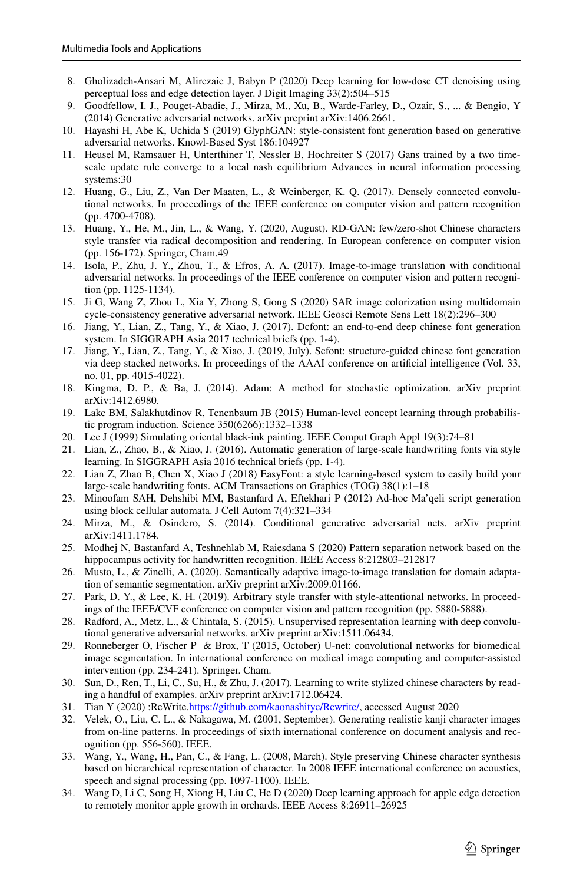8. Gholizadeh-Ansari M, Alirezaie J, Babyn P (2020) Deep learning for low-dose CT denoising using perceptual loss and edge detection layer. J Digit Imaging 33(2):504–515
9. Goodfellow, I. J., Pouget-Abadie, J., Mirza, M., Xu, B., Warde-Farley, D., Ozair, S., ... & Bengio, Y (2014) Generative adversarial networks. arXiv preprint arXiv:1406.2661.
10. Hayashi H, Abe K, Uchida S (2019) GlyphGAN: style-consistent font generation based on generative adversarial networks. Knowl-Based Syst 186:104927
11. Heusel M, Ramsauer H, Unterthiner T, Nessler B, Hochreiter S (2017) Gans trained by a two time-scale update rule converge to a local nash equilibrium Advances in neural information processing systems:30
12. Huang, G., Liu, Z., Van Der Maaten, L., & Weinberger, K. Q. (2017). Densely connected convolutional networks. In proceedings of the IEEE conference on computer vision and pattern recognition (pp. 4700-4708).
13. Huang, Y., He, M., Jin, L., & Wang, Y. (2020, August). RD-GAN: few/zero-shot Chinese characters style transfer via radical decomposition and rendering. In European conference on computer vision (pp. 156-172). Springer, Cham.49
14. Isola, P., Zhu, J. Y., Zhou, T., & Efros, A. A. (2017). Image-to-image translation with conditional adversarial networks. In proceedings of the IEEE conference on computer vision and pattern recognition (pp. 1125-1134).
15. Ji G, Wang Z, Zhou L, Xia Y, Zhong S, Gong S (2020) SAR image colorization using multidomain cycle-consistency generative adversarial network. IEEE Geosci Remote Sens Lett 18(2):296–300
16. Jiang, Y., Lian, Z., Tang, Y., & Xiao, J. (2017). Dcfont: an end-to-end deep chinese font generation system. In SIGGRAPH Asia 2017 technical briefs (pp. 1-4).
17. Jiang, Y., Lian, Z., Tang, Y., & Xiao, J. (2019, July). Scfont: structure-guided chinese font generation via deep stacked networks. In proceedings of the AAAI conference on artificial intelligence (Vol. 33, no. 01, pp. 4015-4022).
18. Kingma, D. P., & Ba, J. (2014). Adam: A method for stochastic optimization. arXiv preprint arXiv:1412.6980.
19. Lake BM, Salakhutdinov R, Tenenbaum JB (2015) Human-level concept learning through probabilistic program induction. Science 350(6266):1332–1338
20. Lee J (1999) Simulating oriental black-ink painting. IEEE Comput Graph Appl 19(3):74–81
21. Lian, Z., Zhao, B., & Xiao, J. (2016). Automatic generation of large-scale handwriting fonts via style learning. In SIGGRAPH Asia 2016 technical briefs (pp. 1-4).
22. Lian Z, Zhao B, Chen X, Xiao J (2018) EasyFont: a style learning-based system to easily build your large-scale handwriting fonts. ACM Transactions on Graphics (TOG) 38(1):1–18
23. Minoofam SAH, Dehshibi MM, Bastanfard A, Eftekhari P (2012) Ad-hoc Ma'qeli script generation using block cellular automata. J Cell Autom 7(4):321–334
24. Mirza, M., & Osindero, S. (2014). Conditional generative adversarial nets. arXiv preprint arXiv:1411.1784.
25. Modhej N, Bastanfard A, Teshnehlab M, Raiesdana S (2020) Pattern separation network based on the hippocampus activity for handwritten recognition. IEEE Access 8:212803–212817
26. Musto, L., & Zinelli, A. (2020). Semantically adaptive image-to-image translation for domain adaptation of semantic segmentation. arXiv preprint arXiv:2009.01166.
27. Park, D. Y., & Lee, K. H. (2019). Arbitrary style transfer with style-attentional networks. In proceedings of the IEEE/CVF conference on computer vision and pattern recognition (pp. 5880-5888).
28. Radford, A., Metz, L., & Chintala, S. (2015). Unsupervised representation learning with deep convolutional generative adversarial networks. arXiv preprint arXiv:1511.06434.
29. Ronneberger O, Fischer P & Brox, T (2015, October) U-net: convolutional networks for biomedical image segmentation. In international conference on medical image computing and computer-assisted intervention (pp. 234-241). Springer. Cham.
30. Sun, D., Ren, T., Li, C., Su, H., & Zhu, J. (2017). Learning to write stylized chinese characters by reading a handful of examples. arXiv preprint arXiv:1712.06424.
31. Tian Y (2020) :ReWrite.https://github.com/kaonashityc/Rewrite/, accessed August 2020
32. Velek, O., Liu, C. L., & Nakagawa, M. (2001, September). Generating realistic kanji character images from on-line patterns. In proceedings of sixth international conference on document analysis and recognition (pp. 556-560). IEEE.
33. Wang, Y., Wang, H., Pan, C., & Fang, L. (2008, March). Style preserving Chinese character synthesis based on hierarchical representation of character. In 2008 IEEE international conference on acoustics, speech and signal processing (pp. 1097-1100). IEEE.
34. Wang D, Li C, Song H, Xiong H, Liu C, He D (2020) Deep learning approach for apple edge detection to remotely monitor apple growth in orchards. IEEE Access 8:26911–26925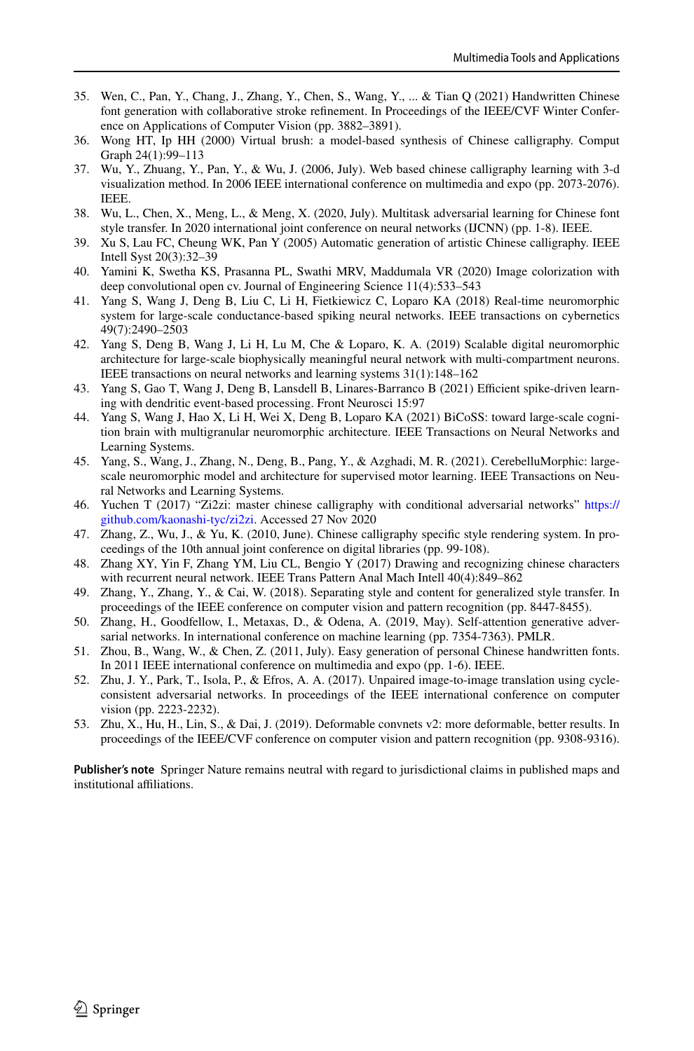35. Wen, C., Pan, Y., Chang, J., Zhang, Y., Chen, S., Wang, Y., ... & Tian Q (2021) Handwritten Chinese font generation with collaborative stroke refinement. In Proceedings of the IEEE/CVF Winter Conference on Applications of Computer Vision (pp. 3882–3891).
36. Wong HT, Ip HH (2000) Virtual brush: a model-based synthesis of Chinese calligraphy. Comput Graph 24(1):99–113
37. Wu, Y., Zhuang, Y., Pan, Y., & Wu, J. (2006, July). Web based chinese calligraphy learning with 3-d visualization method. In 2006 IEEE international conference on multimedia and expo (pp. 2073-2076). IEEE.
38. Wu, L., Chen, X., Meng, L., & Meng, X. (2020, July). Multitask adversarial learning for Chinese font style transfer. In 2020 international joint conference on neural networks (IJCNN) (pp. 1-8). IEEE.
39. Xu S, Lau FC, Cheung WK, Pan Y (2005) Automatic generation of artistic Chinese calligraphy. IEEE Intell Syst 20(3):32–39
40. Yamini K, Swetha KS, Prasanna PL, Swathi MRV, Maddumala VR (2020) Image colorization with deep convolutional open cv. Journal of Engineering Science 11(4):533–543
41. Yang S, Wang J, Deng B, Liu C, Li H, Fietkiewicz C, Loparo KA (2018) Real-time neuromorphic system for large-scale conductance-based spiking neural networks. IEEE transactions on cybernetics 49(7):2490–2503
42. Yang S, Deng B, Wang J, Li H, Lu M, Che & Loparo, K. A. (2019) Scalable digital neuromorphic architecture for large-scale biophysically meaningful neural network with multi-compartment neurons. IEEE transactions on neural networks and learning systems 31(1):148–162
43. Yang S, Gao T, Wang J, Deng B, Lansdell B, Linares-Barranco B (2021) Efficient spike-driven learning with dendritic event-based processing. Front Neurosci 15:97
44. Yang S, Wang J, Hao X, Li H, Wei X, Deng B, Loparo KA (2021) BiCoSS: toward large-scale cognition brain with multigranular neuromorphic architecture. IEEE Transactions on Neural Networks and Learning Systems.
45. Yang, S., Wang, J., Zhang, N., Deng, B., Pang, Y., & Azghadi, M. R. (2021). CerebelluMorphic: large-scale neuromorphic model and architecture for supervised motor learning. IEEE Transactions on Neural Networks and Learning Systems.
46. Yuchen T (2017) "Zi2zi: master chinese calligraphy with conditional adversarial networks" https://github.com/kaonashi-tyc/zi2zi. Accessed 27 Nov 2020
47. Zhang, Z., Wu, J., & Yu, K. (2010, June). Chinese calligraphy specific style rendering system. In proceedings of the 10th annual joint conference on digital libraries (pp. 99-108).
48. Zhang XY, Yin F, Zhang YM, Liu CL, Bengio Y (2017) Drawing and recognizing chinese characters with recurrent neural network. IEEE Trans Pattern Anal Mach Intell 40(4):849–862
49. Zhang, Y., Zhang, Y., & Cai, W. (2018). Separating style and content for generalized style transfer. In proceedings of the IEEE conference on computer vision and pattern recognition (pp. 8447-8455).
50. Zhang, H., Goodfellow, I., Metaxas, D., & Odena, A. (2019, May). Self-attention generative adversarial networks. In international conference on machine learning (pp. 7354-7363). PMLR.
51. Zhou, B., Wang, W., & Chen, Z. (2011, July). Easy generation of personal Chinese handwritten fonts. In 2011 IEEE international conference on multimedia and expo (pp. 1-6). IEEE.
52. Zhu, J. Y., Park, T., Isola, P., & Efros, A. A. (2017). Unpaired image-to-image translation using cycle-consistent adversarial networks. In proceedings of the IEEE international conference on computer vision (pp. 2223-2232).
53. Zhu, X., Hu, H., Lin, S., & Dai, J. (2019). Deformable convnets v2: more deformable, better results. In proceedings of the IEEE/CVF conference on computer vision and pattern recognition (pp. 9308-9316).

**Publisher's note** Springer Nature remains neutral with regard to jurisdictional claims in published maps and institutional affiliations.